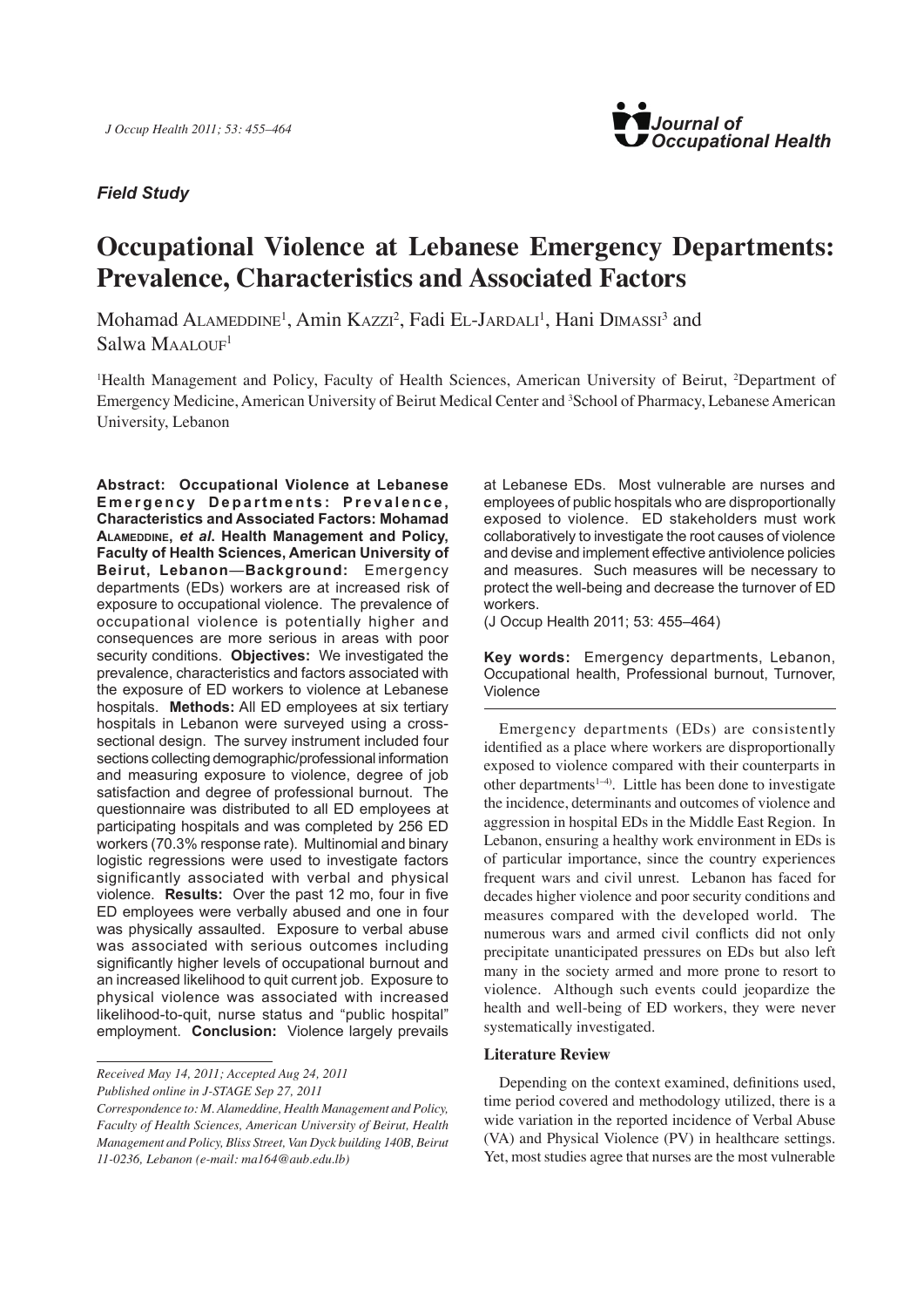*Field Study*

# Occupational Violence at Lebanese Emergency Departments: Prevalence, Characteristics and Associated Factors

Mohamad Alameddine[1], Amin Kazzi[2], Fadi El-Jardali[1], Hani Dimassi[3] and Salwa Maalouf[1]

[1]Health Management and Policy, Faculty of Health Sciences, American University of Beirut, [2]Department of Emergency Medicine, American University of Beirut Medical Center and [3]School of Pharmacy, Lebanese American University, Lebanon

**Abstract: Occupational Violence at Lebanese Emergency Departments: Prevalence, Characteristics and Associated Factors: Mohamad Alameddine, *et al*. Health Management and Policy, Faculty of Health Sciences, American University of Beirut, Lebanon—Background:** Emergency departments (EDs) workers are at increased risk of exposure to occupational violence. The prevalence of occupational violence is potentially higher and consequences are more serious in areas with poor security conditions. **Objectives:** We investigated the prevalence, characteristics and factors associated with the exposure of ED workers to violence at Lebanese hospitals. **Methods:** All ED employees at six tertiary hospitals in Lebanon were surveyed using a cross-sectional design. The survey instrument included four sections collecting demographic/professional information and measuring exposure to violence, degree of job satisfaction and degree of professional burnout. The questionnaire was distributed to all ED employees at participating hospitals and was completed by 256 ED workers (70.3% response rate). Multinomial and binary logistic regressions were used to investigate factors significantly associated with verbal and physical violence. **Results:** Over the past 12 mo, four in five ED employees were verbally abused and one in four was physically assaulted. Exposure to verbal abuse was associated with serious outcomes including significantly higher levels of occupational burnout and an increased likelihood to quit current job. Exposure to physical violence was associated with increased likelihood-to-quit, nurse status and "public hospital" employment. **Conclusion:** Violence largely prevails at Lebanese EDs. Most vulnerable are nurses and employees of public hospitals who are disproportionally exposed to violence. ED stakeholders must work collaboratively to investigate the root causes of violence and devise and implement effective antiviolence policies and measures. Such measures will be necessary to protect the well-being and decrease the turnover of ED workers.
(J Occup Health 2011; 53: 455–464)

**Key words:** Emergency departments, Lebanon, Occupational health, Professional burnout, Turnover, Violence

Emergency departments (EDs) are consistently identified as a place where workers are disproportionally exposed to violence compared with their counterparts in other departments[1–4]. Little has been done to investigate the incidence, determinants and outcomes of violence and aggression in hospital EDs in the Middle East Region. In Lebanon, ensuring a healthy work environment in EDs is of particular importance, since the country experiences frequent wars and civil unrest. Lebanon has faced for decades higher violence and poor security conditions and measures compared with the developed world. The numerous wars and armed civil conflicts did not only precipitate unanticipated pressures on EDs but also left many in the society armed and more prone to resort to violence. Although such events could jeopardize the health and well-being of ED workers, they were never systematically investigated.

### Literature Review

Depending on the context examined, definitions used, time period covered and methodology utilized, there is a wide variation in the reported incidence of Verbal Abuse (VA) and Physical Violence (PV) in healthcare settings. Yet, most studies agree that nurses are the most vulnerable

---

*Received May 14, 2011; Accepted Aug 24, 2011*
*Published online in J-STAGE Sep 27, 2011*
*Correspondence to: M. Alameddine, Health Management and Policy, Faculty of Health Sciences, American University of Beirut, Health Management and Policy, Bliss Street, Van Dyck building 140B, Beirut 11-0236, Lebanon (e-mail: ma164@aub.edu.lb)*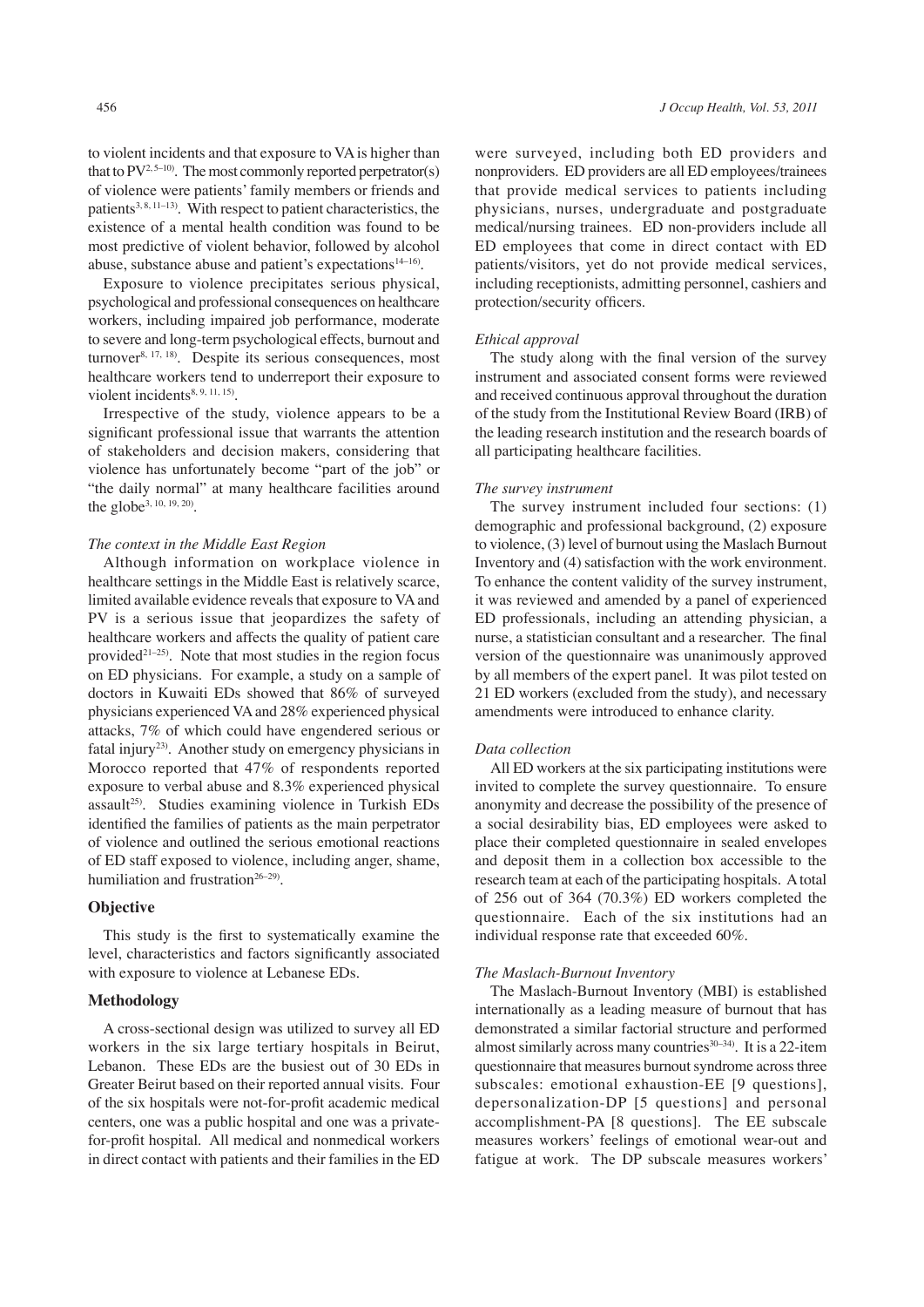to violent incidents and that exposure to VA is higher than that to PV[2, 5–10]. The most commonly reported perpetrator(s) of violence were patients' family members or friends and patients[3, 8, 11–13]. With respect to patient characteristics, the existence of a mental health condition was found to be most predictive of violent behavior, followed by alcohol abuse, substance abuse and patient's expectations[14–16].

Exposure to violence precipitates serious physical, psychological and professional consequences on healthcare workers, including impaired job performance, moderate to severe and long-term psychological effects, burnout and turnover[8, 17, 18]. Despite its serious consequences, most healthcare workers tend to underreport their exposure to violent incidents[8, 9, 11, 15].

Irrespective of the study, violence appears to be a significant professional issue that warrants the attention of stakeholders and decision makers, considering that violence has unfortunately become "part of the job" or "the daily normal" at many healthcare facilities around the globe[3, 10, 19, 20].

*The context in the Middle East Region*

Although information on workplace violence in healthcare settings in the Middle East is relatively scarce, limited available evidence reveals that exposure to VA and PV is a serious issue that jeopardizes the safety of healthcare workers and affects the quality of patient care provided[21–25]. Note that most studies in the region focus on ED physicians. For example, a study on a sample of doctors in Kuwaiti EDs showed that 86% of surveyed physicians experienced VA and 28% experienced physical attacks, 7% of which could have engendered serious or fatal injury[23]. Another study on emergency physicians in Morocco reported that 47% of respondents reported exposure to verbal abuse and 8.3% experienced physical assault[25]. Studies examining violence in Turkish EDs identified the families of patients as the main perpetrator of violence and outlined the serious emotional reactions of ED staff exposed to violence, including anger, shame, humiliation and frustration[26–29].

## Objective

This study is the first to systematically examine the level, characteristics and factors significantly associated with exposure to violence at Lebanese EDs.

## Methodology

A cross-sectional design was utilized to survey all ED workers in the six large tertiary hospitals in Beirut, Lebanon. These EDs are the busiest out of 30 EDs in Greater Beirut based on their reported annual visits. Four of the six hospitals were not-for-profit academic medical centers, one was a public hospital and one was a private-for-profit hospital. All medical and nonmedical workers in direct contact with patients and their families in the ED were surveyed, including both ED providers and nonproviders. ED providers are all ED employees/trainees that provide medical services to patients including physicians, nurses, undergraduate and postgraduate medical/nursing trainees. ED non-providers include all ED employees that come in direct contact with ED patients/visitors, yet do not provide medical services, including receptionists, admitting personnel, cashiers and protection/security officers.

*Ethical approval*

The study along with the final version of the survey instrument and associated consent forms were reviewed and received continuous approval throughout the duration of the study from the Institutional Review Board (IRB) of the leading research institution and the research boards of all participating healthcare facilities.

*The survey instrument*

The survey instrument included four sections: (1) demographic and professional background, (2) exposure to violence, (3) level of burnout using the Maslach Burnout Inventory and (4) satisfaction with the work environment. To enhance the content validity of the survey instrument, it was reviewed and amended by a panel of experienced ED professionals, including an attending physician, a nurse, a statistician consultant and a researcher. The final version of the questionnaire was unanimously approved by all members of the expert panel. It was pilot tested on 21 ED workers (excluded from the study), and necessary amendments were introduced to enhance clarity.

*Data collection*

All ED workers at the six participating institutions were invited to complete the survey questionnaire. To ensure anonymity and decrease the possibility of the presence of a social desirability bias, ED employees were asked to place their completed questionnaire in sealed envelopes and deposit them in a collection box accessible to the research team at each of the participating hospitals. A total of 256 out of 364 (70.3%) ED workers completed the questionnaire. Each of the six institutions had an individual response rate that exceeded 60%.

*The Maslach-Burnout Inventory*

The Maslach-Burnout Inventory (MBI) is established internationally as a leading measure of burnout that has demonstrated a similar factorial structure and performed almost similarly across many countries[30–34]. It is a 22-item questionnaire that measures burnout syndrome across three subscales: emotional exhaustion-EE [9 questions], depersonalization-DP [5 questions] and personal accomplishment-PA [8 questions]. The EE subscale measures workers' feelings of emotional wear-out and fatigue at work. The DP subscale measures workers'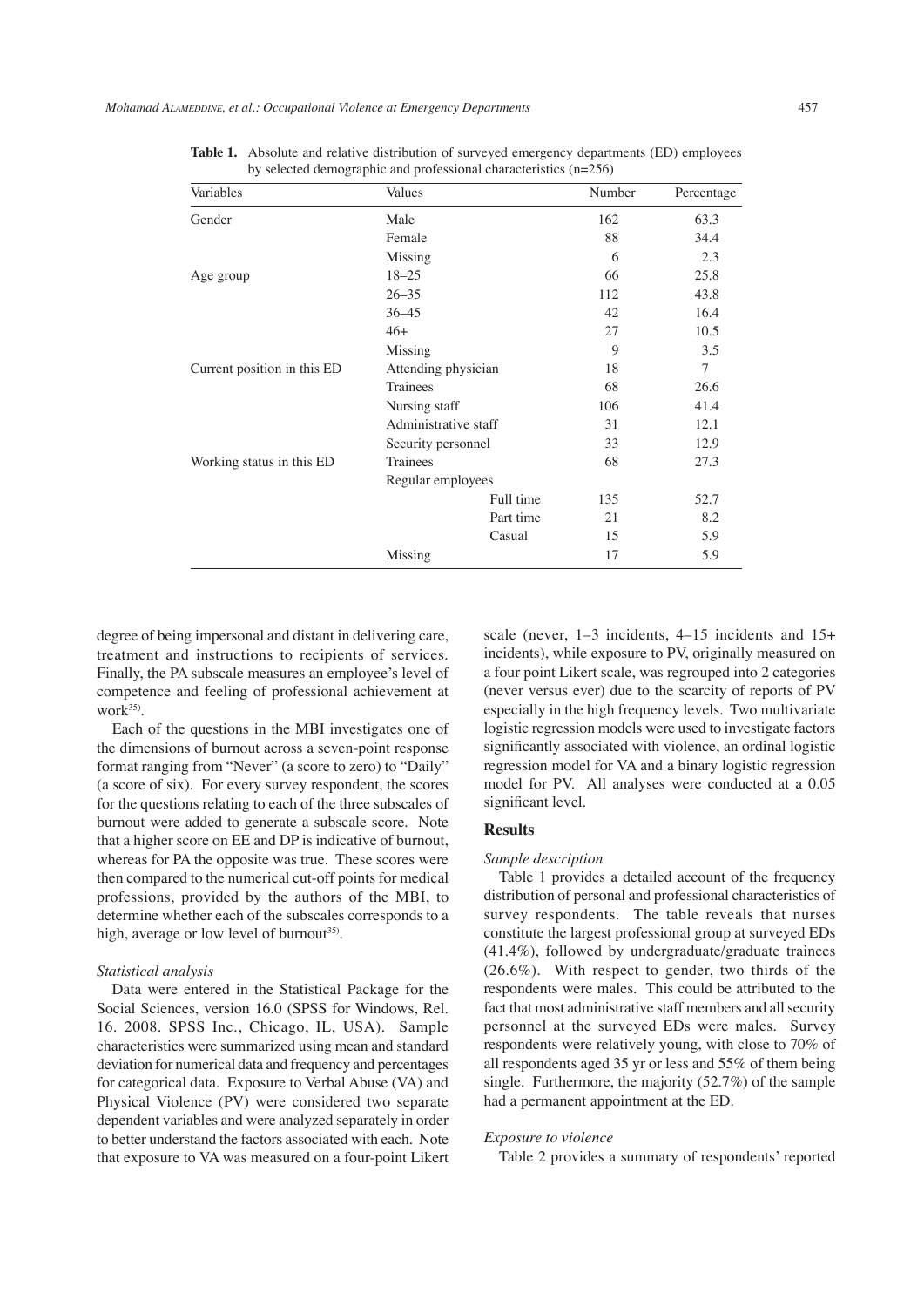**Table 1.** Absolute and relative distribution of surveyed emergency departments (ED) employees by selected demographic and professional characteristics (n=256)

| Variables | Values | | Number | Percentage |
|---|---|---|---|---|
| Gender | Male | | 162 | 63.3 |
| | Female | | 88 | 34.4 |
| | Missing | | 6 | 2.3 |
| Age group | 18–25 | | 66 | 25.8 |
| | 26–35 | | 112 | 43.8 |
| | 36–45 | | 42 | 16.4 |
| | 46+ | | 27 | 10.5 |
| | Missing | | 9 | 3.5 |
| Current position in this ED | Attending physician | | 18 | 7 |
| | Trainees | | 68 | 26.6 |
| | Nursing staff | | 106 | 41.4 |
| | Administrative staff | | 31 | 12.1 |
| | Security personnel | | 33 | 12.9 |
| Working status in this ED | Trainees | | 68 | 27.3 |
| | Regular employees | | | |
| | | Full time | 135 | 52.7 |
| | | Part time | 21 | 8.2 |
| | | Casual | 15 | 5.9 |
| | Missing | | 17 | 5.9 |

degree of being impersonal and distant in delivering care, treatment and instructions to recipients of services. Finally, the PA subscale measures an employee's level of competence and feeling of professional achievement at work[35].

Each of the questions in the MBI investigates one of the dimensions of burnout across a seven-point response format ranging from "Never" (a score to zero) to "Daily" (a score of six). For every survey respondent, the scores for the questions relating to each of the three subscales of burnout were added to generate a subscale score. Note that a higher score on EE and DP is indicative of burnout, whereas for PA the opposite was true. These scores were then compared to the numerical cut-off points for medical professions, provided by the authors of the MBI, to determine whether each of the subscales corresponds to a high, average or low level of burnout[35].

### *Statistical analysis*

Data were entered in the Statistical Package for the Social Sciences, version 16.0 (SPSS for Windows, Rel. 16. 2008. SPSS Inc., Chicago, IL, USA). Sample characteristics were summarized using mean and standard deviation for numerical data and frequency and percentages for categorical data. Exposure to Verbal Abuse (VA) and Physical Violence (PV) were considered two separate dependent variables and were analyzed separately in order to better understand the factors associated with each. Note that exposure to VA was measured on a four-point Likert scale (never, 1–3 incidents, 4–15 incidents and 15+ incidents), while exposure to PV, originally measured on a four point Likert scale, was regrouped into 2 categories (never versus ever) due to the scarcity of reports of PV especially in the high frequency levels. Two multivariate logistic regression models were used to investigate factors significantly associated with violence, an ordinal logistic regression model for VA and a binary logistic regression model for PV. All analyses were conducted at a 0.05 significant level.

## Results

### *Sample description*

Table 1 provides a detailed account of the frequency distribution of personal and professional characteristics of survey respondents. The table reveals that nurses constitute the largest professional group at surveyed EDs (41.4%), followed by undergraduate/graduate trainees (26.6%). With respect to gender, two thirds of the respondents were males. This could be attributed to the fact that most administrative staff members and all security personnel at the surveyed EDs were males. Survey respondents were relatively young, with close to 70% of all respondents aged 35 yr or less and 55% of them being single. Furthermore, the majority (52.7%) of the sample had a permanent appointment at the ED.

### *Exposure to violence*

Table 2 provides a summary of respondents' reported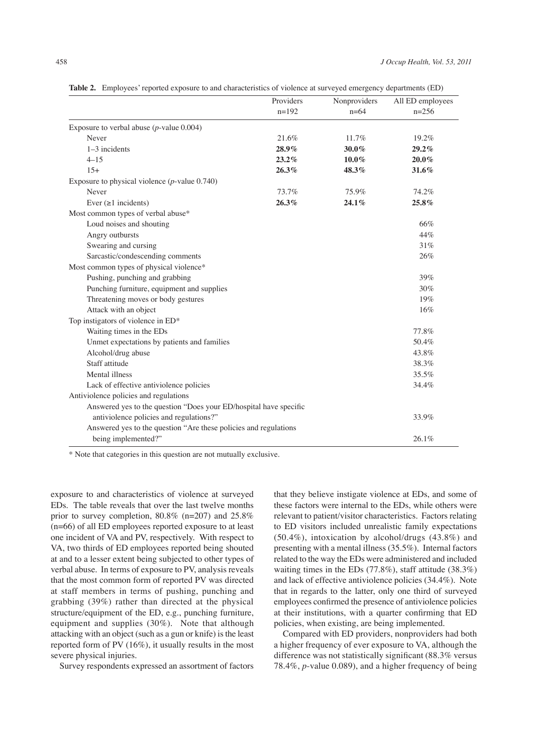**Table 2.** Employees' reported exposure to and characteristics of violence at surveyed emergency departments (ED)

| | Providers n=192 | Nonproviders n=64 | All ED employees n=256 |
|---|---|---|---|
| Exposure to verbal abuse (*p*-value 0.004) | | | |
| Never | 21.6% | 11.7% | 19.2% |
| 1–3 incidents | **28.9%** | **30.0%** | **29.2%** |
| 4–15 | **23.2%** | **10.0%** | **20.0%** |
| 15+ | **26.3%** | **48.3%** | **31.6%** |
| Exposure to physical violence (*p*-value 0.740) | | | |
| Never | 73.7% | 75.9% | 74.2% |
| Ever (≥1 incidents) | **26.3%** | **24.1%** | **25.8%** |
| Most common types of verbal abuse* | | | |
| Loud noises and shouting | | | 66% |
| Angry outbursts | | | 44% |
| Swearing and cursing | | | 31% |
| Sarcastic/condescending comments | | | 26% |
| Most common types of physical violence* | | | |
| Pushing, punching and grabbing | | | 39% |
| Punching furniture, equipment and supplies | | | 30% |
| Threatening moves or body gestures | | | 19% |
| Attack with an object | | | 16% |
| Top instigators of violence in ED* | | | |
| Waiting times in the EDs | | | 77.8% |
| Unmet expectations by patients and families | | | 50.4% |
| Alcohol/drug abuse | | | 43.8% |
| Staff attitude | | | 38.3% |
| Mental illness | | | 35.5% |
| Lack of effective antiviolence policies | | | 34.4% |
| Antiviolence policies and regulations | | | |
| Answered yes to the question "Does your ED/hospital have specific antiviolence policies and regulations?" | | | 33.9% |
| Answered yes to the question "Are these policies and regulations being implemented?" | | | 26.1% |

\* Note that categories in this question are not mutually exclusive.

exposure to and characteristics of violence at surveyed EDs. The table reveals that over the last twelve months prior to survey completion, 80.8% (n=207) and 25.8% (n=66) of all ED employees reported exposure to at least one incident of VA and PV, respectively. With respect to VA, two thirds of ED employees reported being shouted at and to a lesser extent being subjected to other types of verbal abuse. In terms of exposure to PV, analysis reveals that the most common form of reported PV was directed at staff members in terms of pushing, punching and grabbing (39%) rather than directed at the physical structure/equipment of the ED, e.g., punching furniture, equipment and supplies (30%). Note that although attacking with an object (such as a gun or knife) is the least reported form of PV (16%), it usually results in the most severe physical injuries.

Survey respondents expressed an assortment of factors that they believe instigate violence at EDs, and some of these factors were internal to the EDs, while others were relevant to patient/visitor characteristics. Factors relating to ED visitors included unrealistic family expectations (50.4%), intoxication by alcohol/drugs (43.8%) and presenting with a mental illness (35.5%). Internal factors related to the way the EDs were administered and included waiting times in the EDs (77.8%), staff attitude (38.3%) and lack of effective antiviolence policies (34.4%). Note that in regards to the latter, only one third of surveyed employees confirmed the presence of antiviolence policies at their institutions, with a quarter confirming that ED policies, when existing, are being implemented.

Compared with ED providers, nonproviders had both a higher frequency of ever exposure to VA, although the difference was not statistically significant (88.3% versus 78.4%, *p*-value 0.089), and a higher frequency of being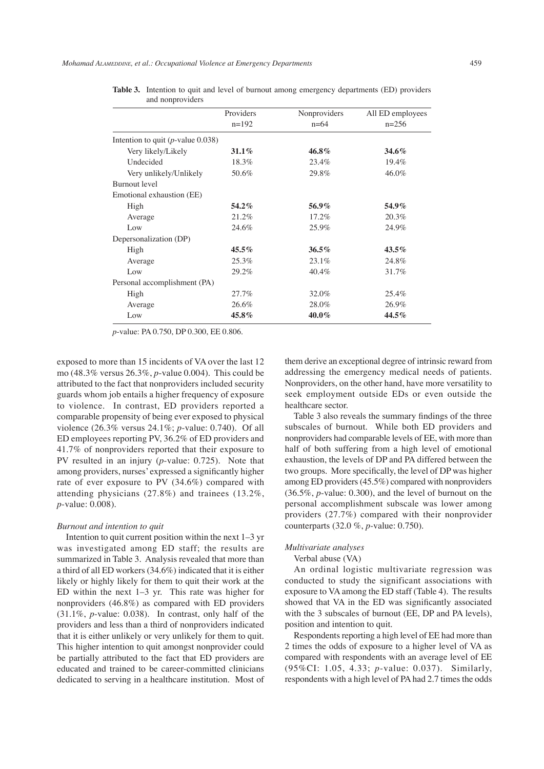**Table 3.** Intention to quit and level of burnout among emergency departments (ED) providers and nonproviders

| | Providers n=192 | Nonproviders n=64 | All ED employees n=256 |
|---|---|---|---|
| Intention to quit (*p*-value 0.038) | | | |
| Very likely/Likely | **31.1%** | **46.8%** | **34.6%** |
| Undecided | 18.3% | 23.4% | 19.4% |
| Very unlikely/Unlikely | 50.6% | 29.8% | 46.0% |
| Burnout level | | | |
| Emotional exhaustion (EE) | | | |
| High | **54.2%** | **56.9%** | **54.9%** |
| Average | 21.2% | 17.2% | 20.3% |
| Low | 24.6% | 25.9% | 24.9% |
| Depersonalization (DP) | | | |
| High | **45.5%** | **36.5%** | **43.5%** |
| Average | 25.3% | 23.1% | 24.8% |
| Low | 29.2% | 40.4% | 31.7% |
| Personal accomplishment (PA) | | | |
| High | 27.7% | 32.0% | 25.4% |
| Average | 26.6% | 28.0% | 26.9% |
| Low | **45.8%** | **40.0%** | **44.5%** |

*p*-value: PA 0.750, DP 0.300, EE 0.806.

exposed to more than 15 incidents of VA over the last 12 mo (48.3% versus 26.3%, *p*-value 0.004). This could be attributed to the fact that nonproviders included security guards whom job entails a higher frequency of exposure to violence. In contrast, ED providers reported a comparable propensity of being ever exposed to physical violence (26.3% versus 24.1%; *p*-value: 0.740). Of all ED employees reporting PV, 36.2% of ED providers and 41.7% of nonproviders reported that their exposure to PV resulted in an injury (*p*-value: 0.725). Note that among providers, nurses' expressed a significantly higher rate of ever exposure to PV (34.6%) compared with attending physicians (27.8%) and trainees (13.2%, *p*-value: 0.008).

### *Burnout and intention to quit*

Intention to quit current position within the next 1–3 yr was investigated among ED staff; the results are summarized in Table 3. Analysis revealed that more than a third of all ED workers (34.6%) indicated that it is either likely or highly likely for them to quit their work at the ED within the next 1–3 yr. This rate was higher for nonproviders (46.8%) as compared with ED providers (31.1%, *p*-value: 0.038). In contrast, only half of the providers and less than a third of nonproviders indicated that it is either unlikely or very unlikely for them to quit. This higher intention to quit amongst nonprovider could be partially attributed to the fact that ED providers are educated and trained to be career-committed clinicians dedicated to serving in a healthcare institution. Most of them derive an exceptional degree of intrinsic reward from addressing the emergency medical needs of patients. Nonproviders, on the other hand, have more versatility to seek employment outside EDs or even outside the healthcare sector.

Table 3 also reveals the summary findings of the three subscales of burnout. While both ED providers and nonproviders had comparable levels of EE, with more than half of both suffering from a high level of emotional exhaustion, the levels of DP and PA differed between the two groups. More specifically, the level of DP was higher among ED providers (45.5%) compared with nonproviders (36.5%, *p*-value: 0.300), and the level of burnout on the personal accomplishment subscale was lower among providers (27.7%) compared with their nonprovider counterparts (32.0 %, *p*-value: 0.750).

### *Multivariate analyses*

Verbal abuse (VA)

An ordinal logistic multivariate regression was conducted to study the significant associations with exposure to VA among the ED staff (Table 4). The results showed that VA in the ED was significantly associated with the 3 subscales of burnout (EE, DP and PA levels), position and intention to quit.

Respondents reporting a high level of EE had more than 2 times the odds of exposure to a higher level of VA as compared with respondents with an average level of EE (95%CI: 1.05, 4.33; *p*-value: 0.037). Similarly, respondents with a high level of PA had 2.7 times the odds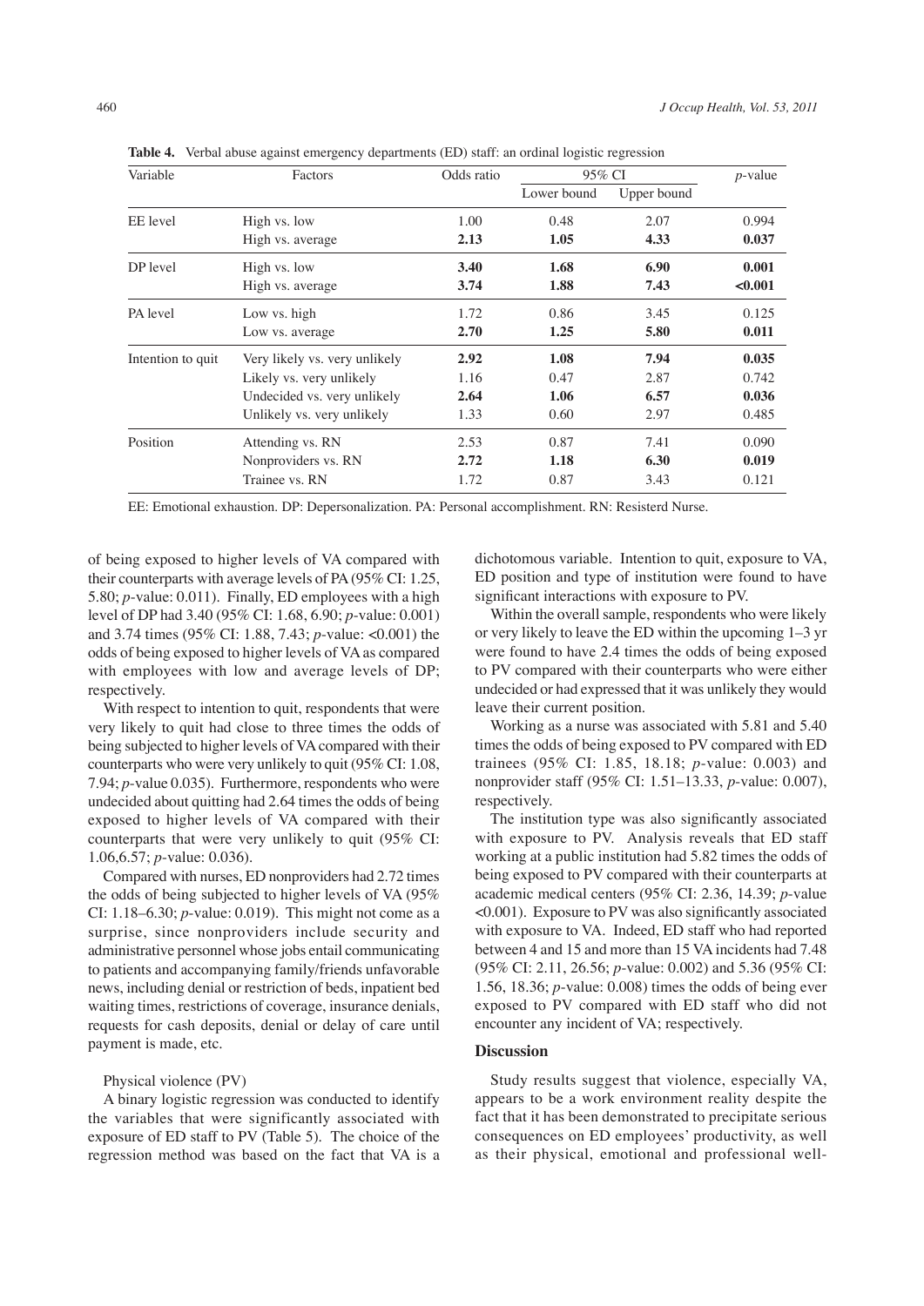**Table 4.** Verbal abuse against emergency departments (ED) staff: an ordinal logistic regression

| Variable | Factors | Odds ratio | 95% CI | | $p$-value |
|---|---|---|---|---|---|
| | | | Lower bound | Upper bound | |
| EE level | High vs. low | 1.00 | 0.48 | 2.07 | 0.994 |
| | High vs. average | **2.13** | **1.05** | **4.33** | **0.037** |
| DP level | High vs. low | **3.40** | **1.68** | **6.90** | **0.001** |
| | High vs. average | **3.74** | **1.88** | **7.43** | **<0.001** |
| PA level | Low vs. high | 1.72 | 0.86 | 3.45 | 0.125 |
| | Low vs. average | **2.70** | **1.25** | **5.80** | **0.011** |
| Intention to quit | Very likely vs. very unlikely | **2.92** | **1.08** | **7.94** | **0.035** |
| | Likely vs. very unlikely | 1.16 | 0.47 | 2.87 | 0.742 |
| | Undecided vs. very unlikely | **2.64** | **1.06** | **6.57** | **0.036** |
| | Unlikely vs. very unlikely | 1.33 | 0.60 | 2.97 | 0.485 |
| Position | Attending vs. RN | 2.53 | 0.87 | 7.41 | 0.090 |
| | Nonproviders vs. RN | **2.72** | **1.18** | **6.30** | **0.019** |
| | Trainee vs. RN | 1.72 | 0.87 | 3.43 | 0.121 |

EE: Emotional exhaustion. DP: Depersonalization. PA: Personal accomplishment. RN: Resisterd Nurse.

of being exposed to higher levels of VA compared with their counterparts with average levels of PA (95% CI: 1.25, 5.80; $p$-value: 0.011). Finally, ED employees with a high level of DP had 3.40 (95% CI: 1.68, 6.90; $p$-value: 0.001) and 3.74 times (95% CI: 1.88, 7.43; $p$-value: <0.001) the odds of being exposed to higher levels of VA as compared with employees with low and average levels of DP; respectively.

With respect to intention to quit, respondents that were very likely to quit had close to three times the odds of being subjected to higher levels of VA compared with their counterparts who were very unlikely to quit (95% CI: 1.08, 7.94; $p$-value 0.035). Furthermore, respondents who were undecided about quitting had 2.64 times the odds of being exposed to higher levels of VA compared with their counterparts that were very unlikely to quit (95% CI: 1.06,6.57; $p$-value: 0.036).

Compared with nurses, ED nonproviders had 2.72 times the odds of being subjected to higher levels of VA (95% CI: 1.18–6.30; $p$-value: 0.019). This might not come as a surprise, since nonproviders include security and administrative personnel whose jobs entail communicating to patients and accompanying family/friends unfavorable news, including denial or restriction of beds, inpatient bed waiting times, restrictions of coverage, insurance denials, requests for cash deposits, denial or delay of care until payment is made, etc.

Physical violence (PV)

A binary logistic regression was conducted to identify the variables that were significantly associated with exposure of ED staff to PV (Table 5). The choice of the regression method was based on the fact that VA is a dichotomous variable. Intention to quit, exposure to VA, ED position and type of institution were found to have significant interactions with exposure to PV.

Within the overall sample, respondents who were likely or very likely to leave the ED within the upcoming 1–3 yr were found to have 2.4 times the odds of being exposed to PV compared with their counterparts who were either undecided or had expressed that it was unlikely they would leave their current position.

Working as a nurse was associated with 5.81 and 5.40 times the odds of being exposed to PV compared with ED trainees (95% CI: 1.85, 18.18; $p$-value: 0.003) and nonprovider staff (95% CI: 1.51–13.33, $p$-value: 0.007), respectively.

The institution type was also significantly associated with exposure to PV. Analysis reveals that ED staff working at a public institution had 5.82 times the odds of being exposed to PV compared with their counterparts at academic medical centers (95% CI: 2.36, 14.39; $p$-value <0.001). Exposure to PV was also significantly associated with exposure to VA. Indeed, ED staff who had reported between 4 and 15 and more than 15 VA incidents had 7.48 (95% CI: 2.11, 26.56; $p$-value: 0.002) and 5.36 (95% CI: 1.56, 18.36; $p$-value: 0.008) times the odds of being ever exposed to PV compared with ED staff who did not encounter any incident of VA; respectively.

## Discussion

Study results suggest that violence, especially VA, appears to be a work environment reality despite the fact that it has been demonstrated to precipitate serious consequences on ED employees' productivity, as well as their physical, emotional and professional well-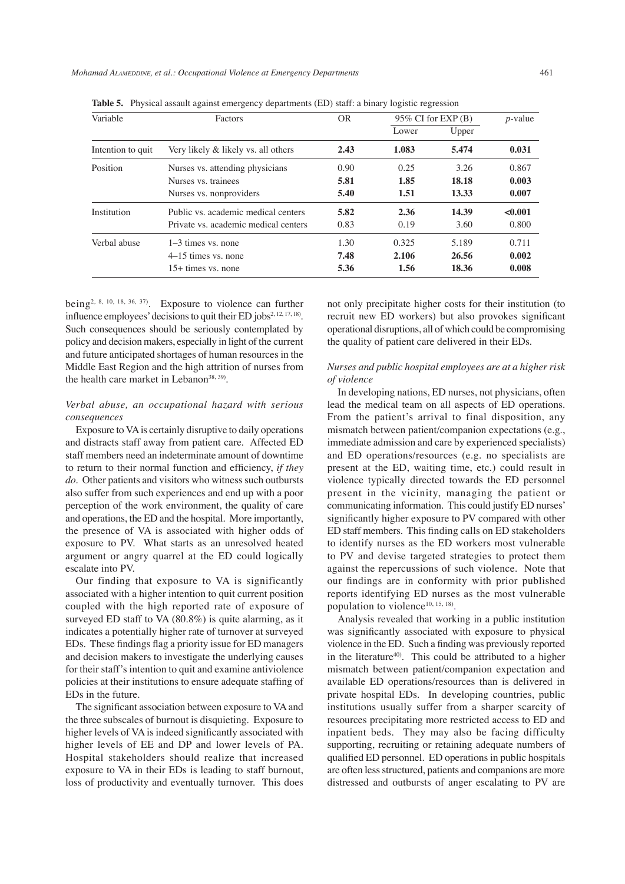**Table 5.** Physical assault against emergency departments (ED) staff: a binary logistic regression

| Variable | Factors | OR | 95% CI for EXP (B) | | *p*-value |
|---|---|---|---|---|---|
| | | | Lower | Upper | |
| Intention to quit | Very likely & likely vs. all others | **2.43** | **1.083** | **5.474** | **0.031** |
| Position | Nurses vs. attending physicians | 0.90 | 0.25 | 3.26 | 0.867 |
| | Nurses vs. trainees | **5.81** | **1.85** | **18.18** | **0.003** |
| | Nurses vs. nonproviders | **5.40** | **1.51** | **13.33** | **0.007** |
| Institution | Public vs. academic medical centers | **5.82** | **2.36** | **14.39** | **<0.001** |
| | Private vs. academic medical centers | 0.83 | 0.19 | 3.60 | 0.800 |
| Verbal abuse | 1–3 times vs. none | 1.30 | 0.325 | 5.189 | 0.711 |
| | 4–15 times vs. none | **7.48** | **2.106** | **26.56** | **0.002** |
| | 15+ times vs. none | **5.36** | **1.56** | **18.36** | **0.008** |

being[2, 8, 10, 18, 36, 37]. Exposure to violence can further influence employees' decisions to quit their ED jobs[2, 12, 17, 18]. Such consequences should be seriously contemplated by policy and decision makers, especially in light of the current and future anticipated shortages of human resources in the Middle East Region and the high attrition of nurses from the health care market in Lebanon[38, 39].

### *Verbal abuse, an occupational hazard with serious consequences*

Exposure to VA is certainly disruptive to daily operations and distracts staff away from patient care. Affected ED staff members need an indeterminate amount of downtime to return to their normal function and efficiency, *if they do*. Other patients and visitors who witness such outbursts also suffer from such experiences and end up with a poor perception of the work environment, the quality of care and operations, the ED and the hospital. More importantly, the presence of VA is associated with higher odds of exposure to PV. What starts as an unresolved heated argument or angry quarrel at the ED could logically escalate into PV.

Our finding that exposure to VA is significantly associated with a higher intention to quit current position coupled with the high reported rate of exposure of surveyed ED staff to VA (80.8%) is quite alarming, as it indicates a potentially higher rate of turnover at surveyed EDs. These findings flag a priority issue for ED managers and decision makers to investigate the underlying causes for their staff's intention to quit and examine antiviolence policies at their institutions to ensure adequate staffing of EDs in the future.

The significant association between exposure to VA and the three subscales of burnout is disquieting. Exposure to higher levels of VA is indeed significantly associated with higher levels of EE and DP and lower levels of PA. Hospital stakeholders should realize that increased exposure to VA in their EDs is leading to staff burnout, loss of productivity and eventually turnover. This does not only precipitate higher costs for their institution (to recruit new ED workers) but also provokes significant operational disruptions, all of which could be compromising the quality of patient care delivered in their EDs.

### *Nurses and public hospital employees are at a higher risk of violence*

In developing nations, ED nurses, not physicians, often lead the medical team on all aspects of ED operations. From the patient's arrival to final disposition, any mismatch between patient/companion expectations (e.g., immediate admission and care by experienced specialists) and ED operations/resources (e.g. no specialists are present at the ED, waiting time, etc.) could result in violence typically directed towards the ED personnel present in the vicinity, managing the patient or communicating information. This could justify ED nurses' significantly higher exposure to PV compared with other ED staff members. This finding calls on ED stakeholders to identify nurses as the ED workers most vulnerable to PV and devise targeted strategies to protect them against the repercussions of such violence. Note that our findings are in conformity with prior published reports identifying ED nurses as the most vulnerable population to violence[10, 15, 18].

Analysis revealed that working in a public institution was significantly associated with exposure to physical violence in the ED. Such a finding was previously reported in the literature[40]. This could be attributed to a higher mismatch between patient/companion expectation and available ED operations/resources than is delivered in private hospital EDs. In developing countries, public institutions usually suffer from a sharper scarcity of resources precipitating more restricted access to ED and inpatient beds. They may also be facing difficulty supporting, recruiting or retaining adequate numbers of qualified ED personnel. ED operations in public hospitals are often less structured, patients and companions are more distressed and outbursts of anger escalating to PV are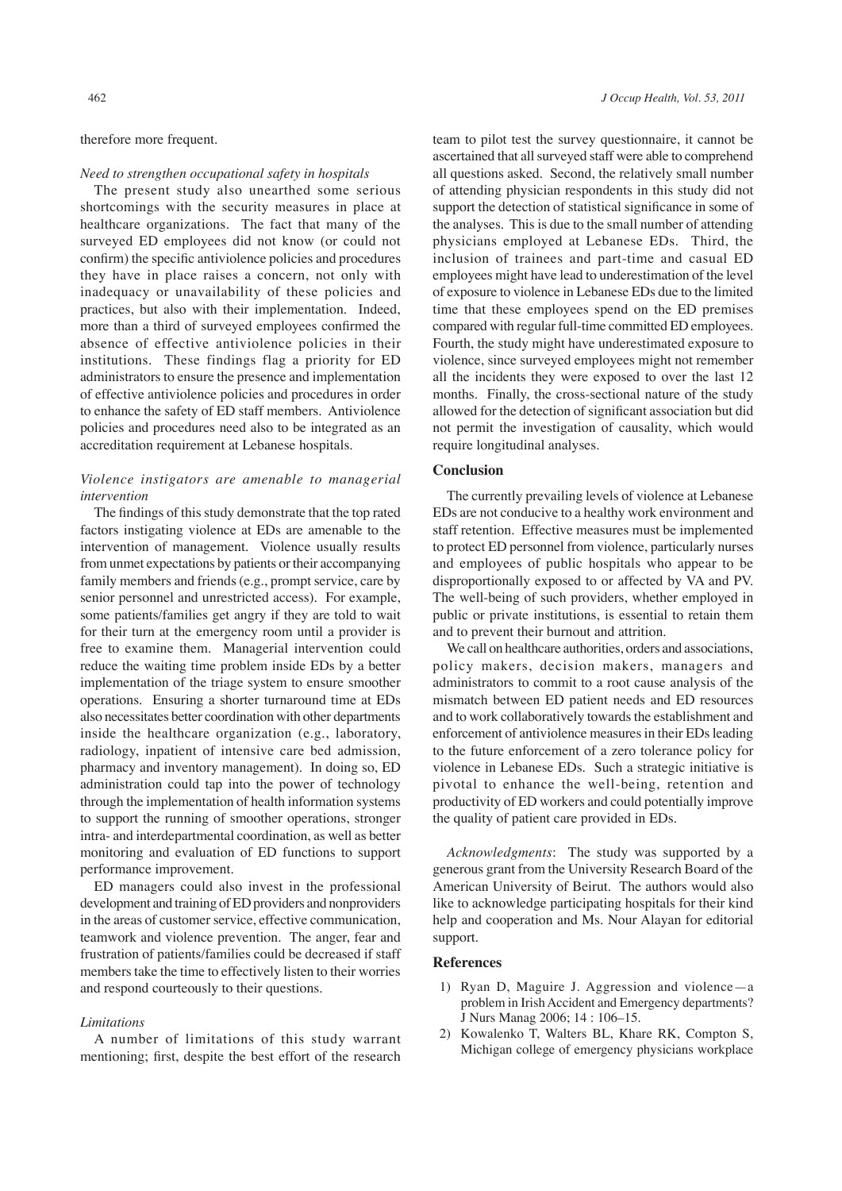therefore more frequent.

*Need to strengthen occupational safety in hospitals*

The present study also unearthed some serious shortcomings with the security measures in place at healthcare organizations. The fact that many of the surveyed ED employees did not know (or could not confirm) the specific antiviolence policies and procedures they have in place raises a concern, not only with inadequacy or unavailability of these policies and practices, but also with their implementation. Indeed, more than a third of surveyed employees confirmed the absence of effective antiviolence policies in their institutions. These findings flag a priority for ED administrators to ensure the presence and implementation of effective antiviolence policies and procedures in order to enhance the safety of ED staff members. Antiviolence policies and procedures need also to be integrated as an accreditation requirement at Lebanese hospitals.

*Violence instigators are amenable to managerial intervention*

The findings of this study demonstrate that the top rated factors instigating violence at EDs are amenable to the intervention of management. Violence usually results from unmet expectations by patients or their accompanying family members and friends (e.g., prompt service, care by senior personnel and unrestricted access). For example, some patients/families get angry if they are told to wait for their turn at the emergency room until a provider is free to examine them. Managerial intervention could reduce the waiting time problem inside EDs by a better implementation of the triage system to ensure smoother operations. Ensuring a shorter turnaround time at EDs also necessitates better coordination with other departments inside the healthcare organization (e.g., laboratory, radiology, inpatient of intensive care bed admission, pharmacy and inventory management). In doing so, ED administration could tap into the power of technology through the implementation of health information systems to support the running of smoother operations, stronger intra- and interdepartmental coordination, as well as better monitoring and evaluation of ED functions to support performance improvement.

ED managers could also invest in the professional development and training of ED providers and nonproviders in the areas of customer service, effective communication, teamwork and violence prevention. The anger, fear and frustration of patients/families could be decreased if staff members take the time to effectively listen to their worries and respond courteously to their questions.

*Limitations*

A number of limitations of this study warrant mentioning; first, despite the best effort of the research team to pilot test the survey questionnaire, it cannot be ascertained that all surveyed staff were able to comprehend all questions asked. Second, the relatively small number of attending physician respondents in this study did not support the detection of statistical significance in some of the analyses. This is due to the small number of attending physicians employed at Lebanese EDs. Third, the inclusion of trainees and part-time and casual ED employees might have lead to underestimation of the level of exposure to violence in Lebanese EDs due to the limited time that these employees spend on the ED premises compared with regular full-time committed ED employees. Fourth, the study might have underestimated exposure to violence, since surveyed employees might not remember all the incidents they were exposed to over the last 12 months. Finally, the cross-sectional nature of the study allowed for the detection of significant association but did not permit the investigation of causality, which would require longitudinal analyses.

## Conclusion

The currently prevailing levels of violence at Lebanese EDs are not conducive to a healthy work environment and staff retention. Effective measures must be implemented to protect ED personnel from violence, particularly nurses and employees of public hospitals who appear to be disproportionally exposed to or affected by VA and PV. The well-being of such providers, whether employed in public or private institutions, is essential to retain them and to prevent their burnout and attrition.

We call on healthcare authorities, orders and associations, policy makers, decision makers, managers and administrators to commit to a root cause analysis of the mismatch between ED patient needs and ED resources and to work collaboratively towards the establishment and enforcement of antiviolence measures in their EDs leading to the future enforcement of a zero tolerance policy for violence in Lebanese EDs. Such a strategic initiative is pivotal to enhance the well-being, retention and productivity of ED workers and could potentially improve the quality of patient care provided in EDs.

*Acknowledgments*: The study was supported by a generous grant from the University Research Board of the American University of Beirut. The authors would also like to acknowledge participating hospitals for their kind help and cooperation and Ms. Nour Alayan for editorial support.

## References

1) Ryan D, Maguire J. Aggression and violence—a problem in Irish Accident and Emergency departments? J Nurs Manag 2006; 14 : 106–15.
2) Kowalenko T, Walters BL, Khare RK, Compton S, Michigan college of emergency physicians workplace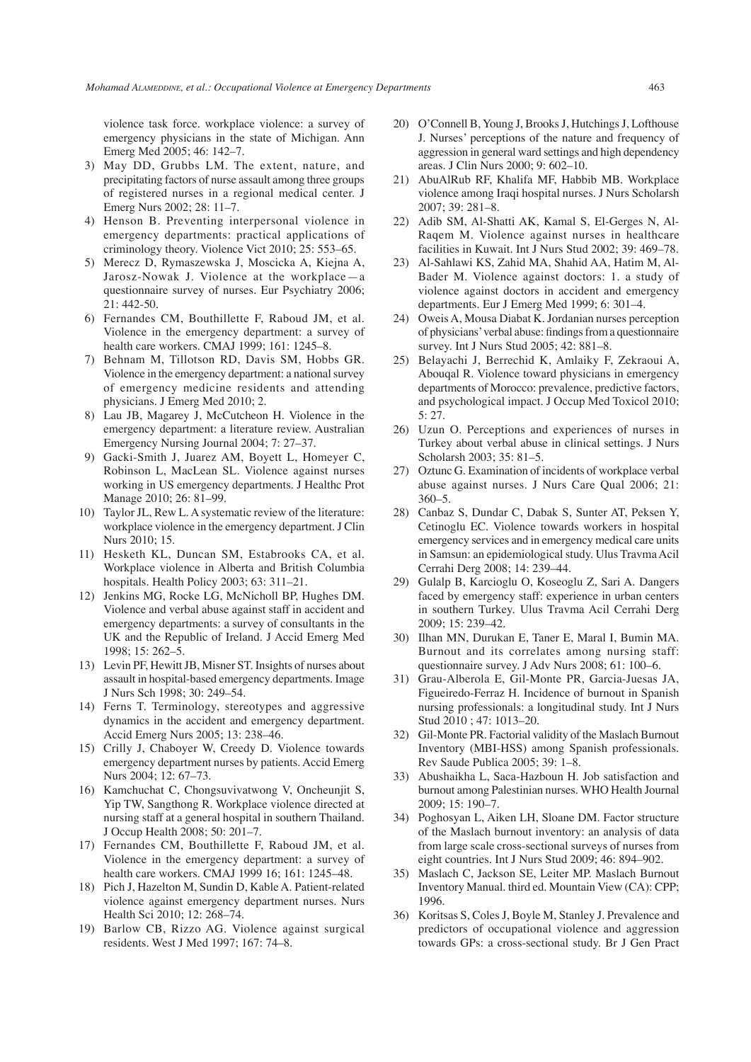violence task force. workplace violence: a survey of emergency physicians in the state of Michigan. Ann Emerg Med 2005; 46: 142–7.

3) May DD, Grubbs LM. The extent, nature, and precipitating factors of nurse assault among three groups of registered nurses in a regional medical center. J Emerg Nurs 2002; 28: 11–7.
4) Henson B. Preventing interpersonal violence in emergency departments: practical applications of criminology theory. Violence Vict 2010; 25: 553–65.
5) Merecz D, Rymaszewska J, Moscicka A, Kiejna A, Jarosz-Nowak J. Violence at the workplace—a questionnaire survey of nurses. Eur Psychiatry 2006; 21: 442-50.
6) Fernandes CM, Bouthillette F, Raboud JM, et al. Violence in the emergency department: a survey of health care workers. CMAJ 1999; 161: 1245–8.
7) Behnam M, Tillotson RD, Davis SM, Hobbs GR. Violence in the emergency department: a national survey of emergency medicine residents and attending physicians. J Emerg Med 2010; 2.
8) Lau JB, Magarey J, McCutcheon H. Violence in the emergency department: a literature review. Australian Emergency Nursing Journal 2004; 7: 27–37.
9) Gacki-Smith J, Juarez AM, Boyett L, Homeyer C, Robinson L, MacLean SL. Violence against nurses working in US emergency departments. J Healthc Prot Manage 2010; 26: 81–99.
10) Taylor JL, Rew L. A systematic review of the literature: workplace violence in the emergency department. J Clin Nurs 2010; 15.
11) Hesketh KL, Duncan SM, Estabrooks CA, et al. Workplace violence in Alberta and British Columbia hospitals. Health Policy 2003; 63: 311–21.
12) Jenkins MG, Rocke LG, McNicholl BP, Hughes DM. Violence and verbal abuse against staff in accident and emergency departments: a survey of consultants in the UK and the Republic of Ireland. J Accid Emerg Med 1998; 15: 262–5.
13) Levin PF, Hewitt JB, Misner ST. Insights of nurses about assault in hospital-based emergency departments. Image J Nurs Sch 1998; 30: 249–54.
14) Ferns T. Terminology, stereotypes and aggressive dynamics in the accident and emergency department. Accid Emerg Nurs 2005; 13: 238–46.
15) Crilly J, Chaboyer W, Creedy D. Violence towards emergency department nurses by patients. Accid Emerg Nurs 2004; 12: 67–73.
16) Kamchuchat C, Chongsuvivatwong V, Oncheunjit S, Yip TW, Sangthong R. Workplace violence directed at nursing staff at a general hospital in southern Thailand. J Occup Health 2008; 50: 201–7.
17) Fernandes CM, Bouthillette F, Raboud JM, et al. Violence in the emergency department: a survey of health care workers. CMAJ 1999 16; 161: 1245–48.
18) Pich J, Hazelton M, Sundin D, Kable A. Patient-related violence against emergency department nurses. Nurs Health Sci 2010; 12: 268–74.
19) Barlow CB, Rizzo AG. Violence against surgical residents. West J Med 1997; 167: 74–8.
20) O'Connell B, Young J, Brooks J, Hutchings J, Lofthouse J. Nurses' perceptions of the nature and frequency of aggression in general ward settings and high dependency areas. J Clin Nurs 2000; 9: 602–10.
21) AbuAlRub RF, Khalifa MF, Habbib MB. Workplace violence among Iraqi hospital nurses. J Nurs Scholarsh 2007; 39: 281–8.
22) Adib SM, Al-Shatti AK, Kamal S, El-Gerges N, Al-Raqem M. Violence against nurses in healthcare facilities in Kuwait. Int J Nurs Stud 2002; 39: 469–78.
23) Al-Sahlawi KS, Zahid MA, Shahid AA, Hatim M, Al-Bader M. Violence against doctors: 1. a study of violence against doctors in accident and emergency departments. Eur J Emerg Med 1999; 6: 301–4.
24) Oweis A, Mousa Diabat K. Jordanian nurses perception of physicians' verbal abuse: findings from a questionnaire survey. Int J Nurs Stud 2005; 42: 881–8.
25) Belayachi J, Berrechid K, Amlaiky F, Zekraoui A, Abouqal R. Violence toward physicians in emergency departments of Morocco: prevalence, predictive factors, and psychological impact. J Occup Med Toxicol 2010; 5: 27.
26) Uzun O. Perceptions and experiences of nurses in Turkey about verbal abuse in clinical settings. J Nurs Scholarsh 2003; 35: 81–5.
27) Oztunc G. Examination of incidents of workplace verbal abuse against nurses. J Nurs Care Qual 2006; 21: 360–5.
28) Canbaz S, Dundar C, Dabak S, Sunter AT, Peksen Y, Cetinoglu EC. Violence towards workers in hospital emergency services and in emergency medical care units in Samsun: an epidemiological study. Ulus Travma Acil Cerrahi Derg 2008; 14: 239–44.
29) Gulalp B, Karcioglu O, Koseoglu Z, Sari A. Dangers faced by emergency staff: experience in urban centers in southern Turkey. Ulus Travma Acil Cerrahi Derg 2009; 15: 239–42.
30) Ilhan MN, Durukan E, Taner E, Maral I, Bumin MA. Burnout and its correlates among nursing staff: questionnaire survey. J Adv Nurs 2008; 61: 100–6.
31) Grau-Alberola E, Gil-Monte PR, Garcia-Juesas JA, Figueiredo-Ferraz H. Incidence of burnout in Spanish nursing professionals: a longitudinal study. Int J Nurs Stud 2010 ; 47: 1013–20.
32) Gil-Monte PR. Factorial validity of the Maslach Burnout Inventory (MBI-HSS) among Spanish professionals. Rev Saude Publica 2005; 39: 1–8.
33) Abushaikha L, Saca-Hazboun H. Job satisfaction and burnout among Palestinian nurses. WHO Health Journal 2009; 15: 190–7.
34) Poghosyan L, Aiken LH, Sloane DM. Factor structure of the Maslach burnout inventory: an analysis of data from large scale cross-sectional surveys of nurses from eight countries. Int J Nurs Stud 2009; 46: 894–902.
35) Maslach C, Jackson SE, Leiter MP. Maslach Burnout Inventory Manual. third ed. Mountain View (CA): CPP; 1996.
36) Koritsas S, Coles J, Boyle M, Stanley J. Prevalence and predictors of occupational violence and aggression towards GPs: a cross-sectional study. Br J Gen Pract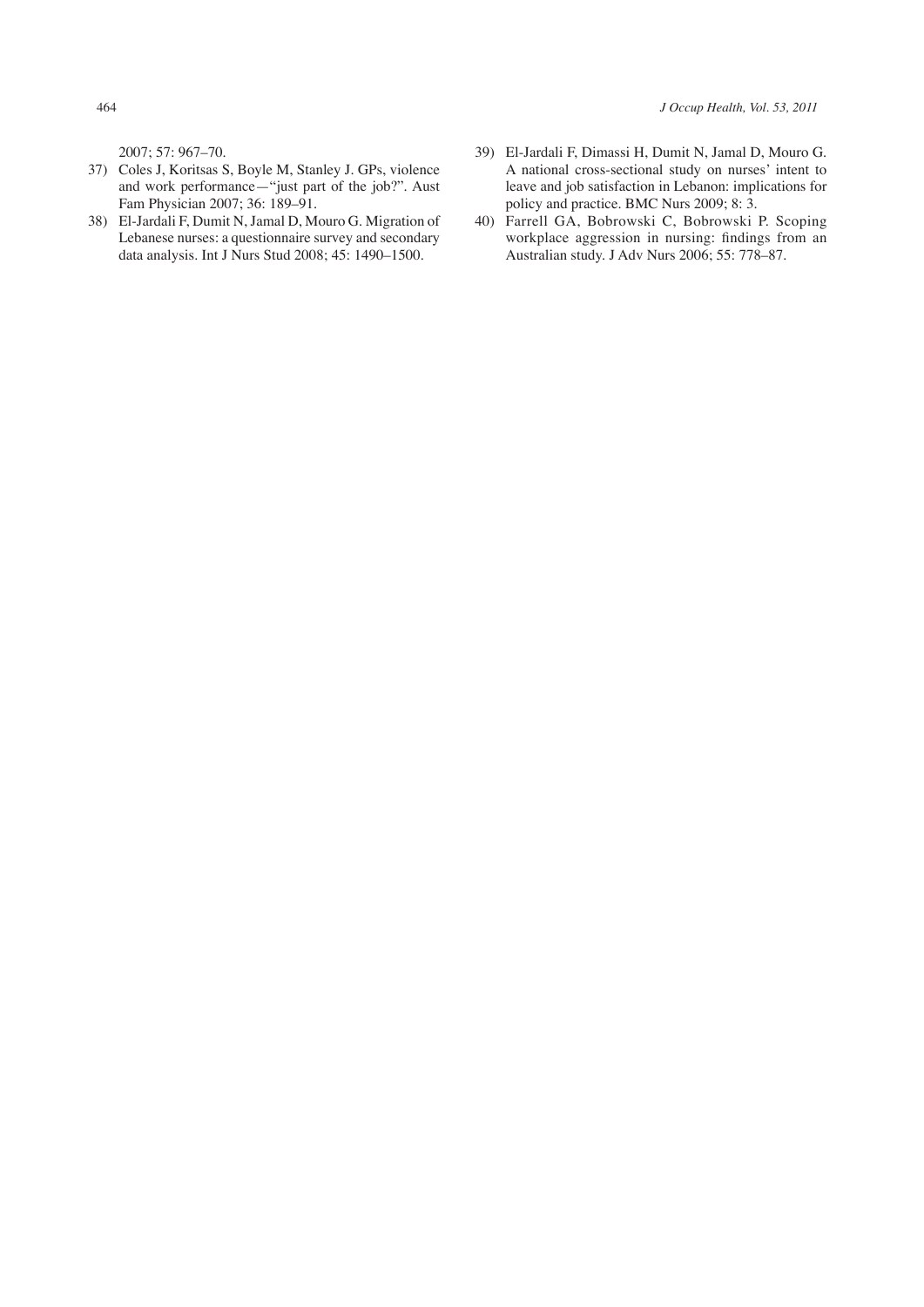2007; 57: 967–70.

37) Coles J, Koritsas S, Boyle M, Stanley J. GPs, violence and work performance—"just part of the job?". Aust Fam Physician 2007; 36: 189–91.

38) El-Jardali F, Dumit N, Jamal D, Mouro G. Migration of Lebanese nurses: a questionnaire survey and secondary data analysis. Int J Nurs Stud 2008; 45: 1490–1500.

39) El-Jardali F, Dimassi H, Dumit N, Jamal D, Mouro G. A national cross-sectional study on nurses' intent to leave and job satisfaction in Lebanon: implications for policy and practice. BMC Nurs 2009; 8: 3.

40) Farrell GA, Bobrowski C, Bobrowski P. Scoping workplace aggression in nursing: findings from an Australian study. J Adv Nurs 2006; 55: 778–87.